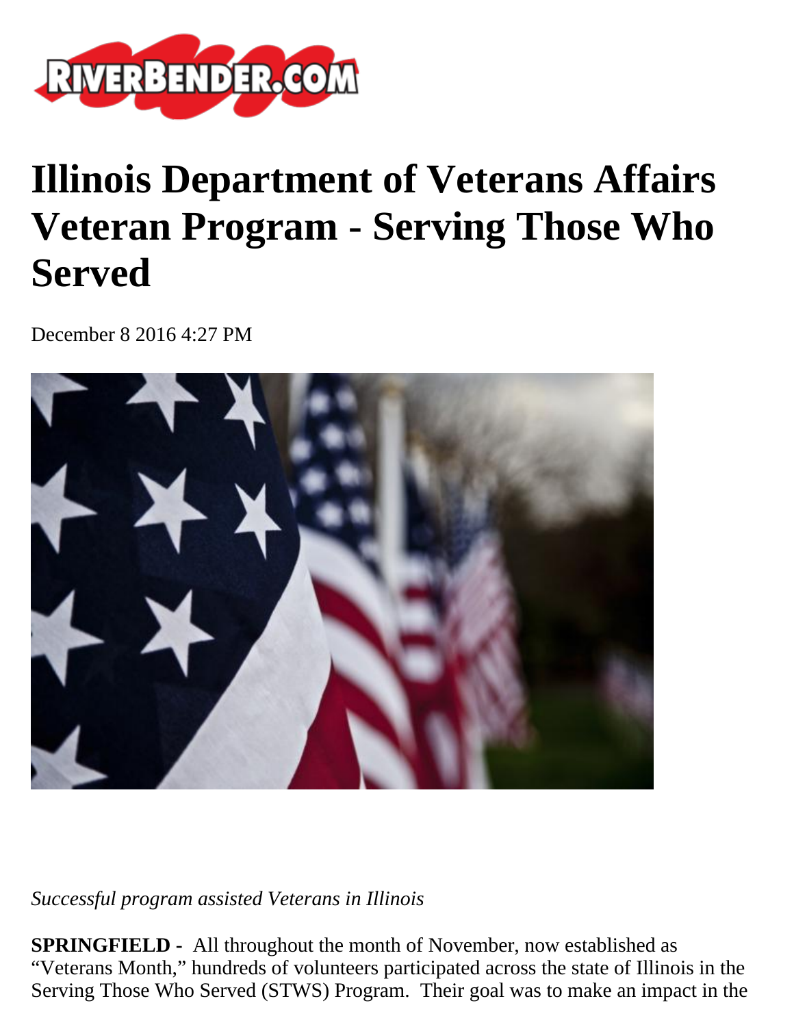# Illinois Department of Veterans Affairs Veteran Program - Serving Those Who Served

December 8 2016 4:27 PM

*Successful program assisted Veterans in Illinois*

**SPRINGFIELD -** All throughout the month of November, now established as "Veterans Month," hundreds of volunteers participated across the state of Illinois in the Serving Those Who Served (STWS) Program. Their goal was to make an impact in the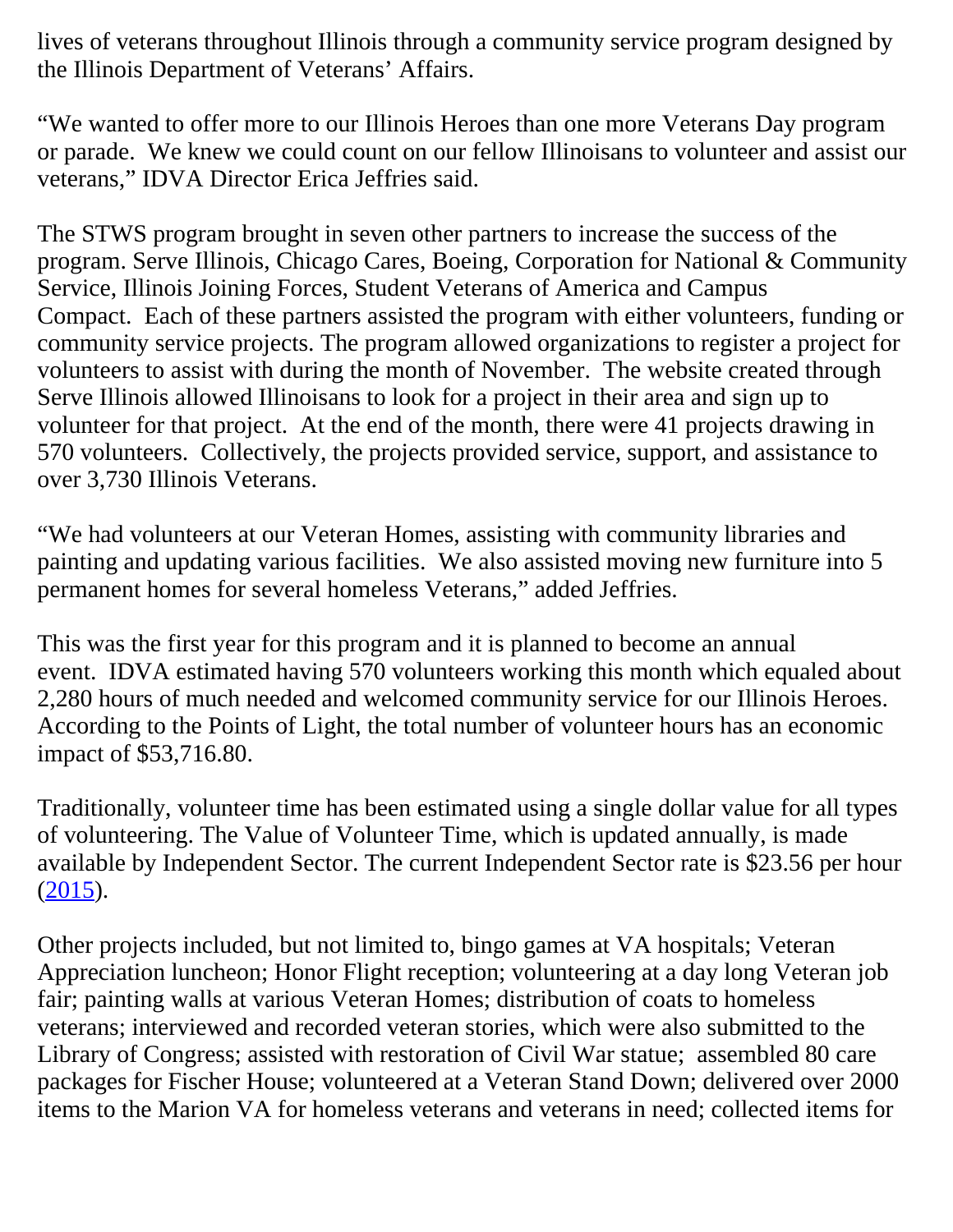lives of veterans throughout Illinois through a community service program designed by the Illinois Department of Veterans' Affairs.

"We wanted to offer more to our Illinois Heroes than one more Veterans Day program or parade. We knew we could count on our fellow Illinoisans to volunteer and assist our veterans," IDVA Director Erica Jeffries said.

The STWS program brought in seven other partners to increase the success of the program. Serve Illinois, Chicago Cares, Boeing, Corporation for National & Community Service, Illinois Joining Forces, Student Veterans of America and Campus Compact. Each of these partners assisted the program with either volunteers, funding or community service projects. The program allowed organizations to register a project for volunteers to assist with during the month of November. The website created through Serve Illinois allowed Illinoisans to look for a project in their area and sign up to volunteer for that project. At the end of the month, there were 41 projects drawing in 570 volunteers. Collectively, the projects provided service, support, and assistance to over 3,730 Illinois Veterans.

"We had volunteers at our Veteran Homes, assisting with community libraries and painting and updating various facilities. We also assisted moving new furniture into 5 permanent homes for several homeless Veterans," added Jeffries.

This was the first year for this program and it is planned to become an annual event. IDVA estimated having 570 volunteers working this month which equaled about 2,280 hours of much needed and welcomed community service for our Illinois Heroes. According to the Points of Light, the total number of volunteer hours has an economic impact of $53,716.80.

Traditionally, volunteer time has been estimated using a single dollar value for all types of volunteering. The Value of Volunteer Time, which is updated annually, is made available by Independent Sector. The current Independent Sector rate is $23.56 per hour (2015).

Other projects included, but not limited to, bingo games at VA hospitals; Veteran Appreciation luncheon; Honor Flight reception; volunteering at a day long Veteran job fair; painting walls at various Veteran Homes; distribution of coats to homeless veterans; interviewed and recorded veteran stories, which were also submitted to the Library of Congress; assisted with restoration of Civil War statue; assembled 80 care packages for Fischer House; volunteered at a Veteran Stand Down; delivered over 2000 items to the Marion VA for homeless veterans and veterans in need; collected items for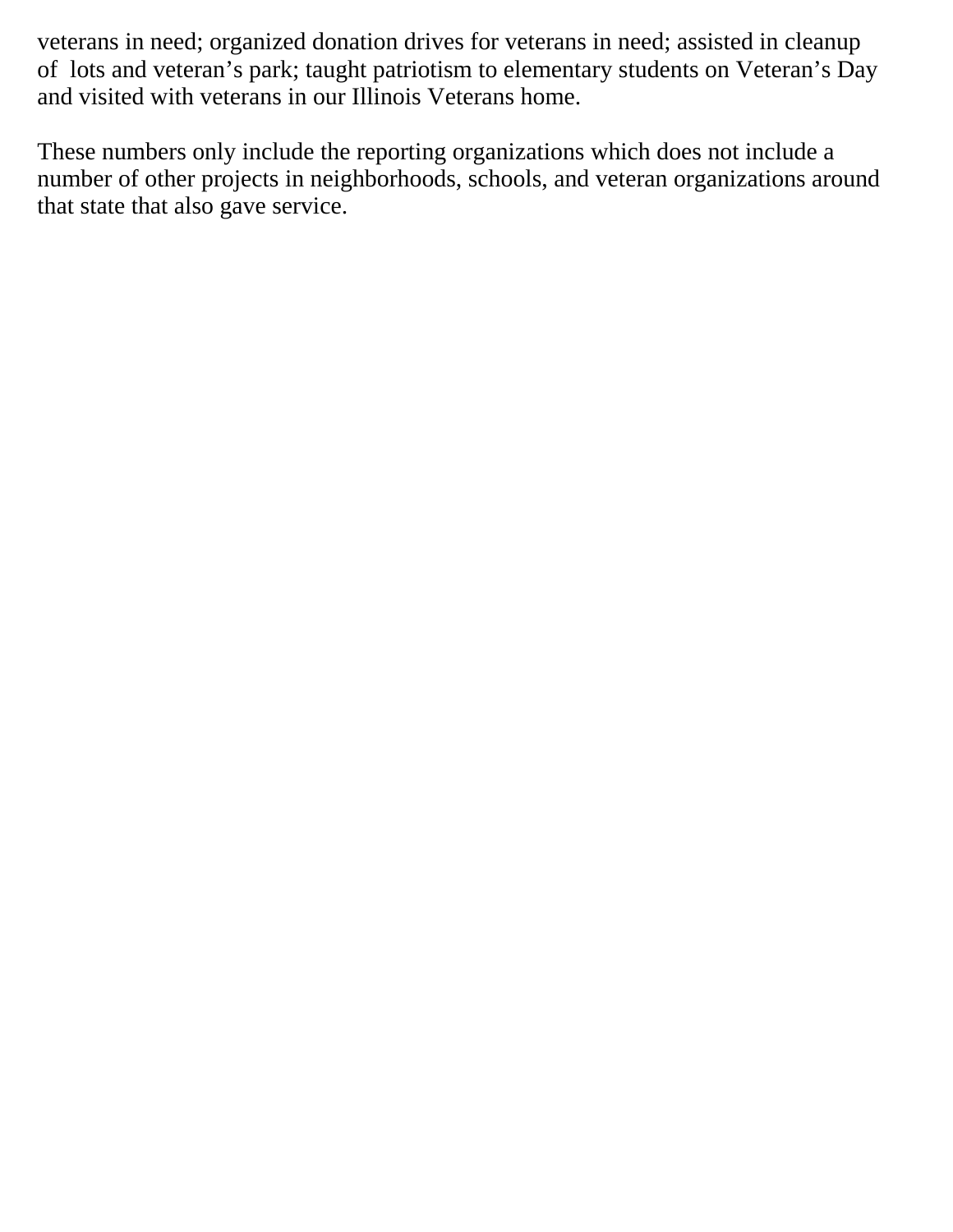veterans in need; organized donation drives for veterans in need; assisted in cleanup of lots and veteran's park; taught patriotism to elementary students on Veteran's Day and visited with veterans in our Illinois Veterans home.

These numbers only include the reporting organizations which does not include a number of other projects in neighborhoods, schools, and veteran organizations around that state that also gave service.